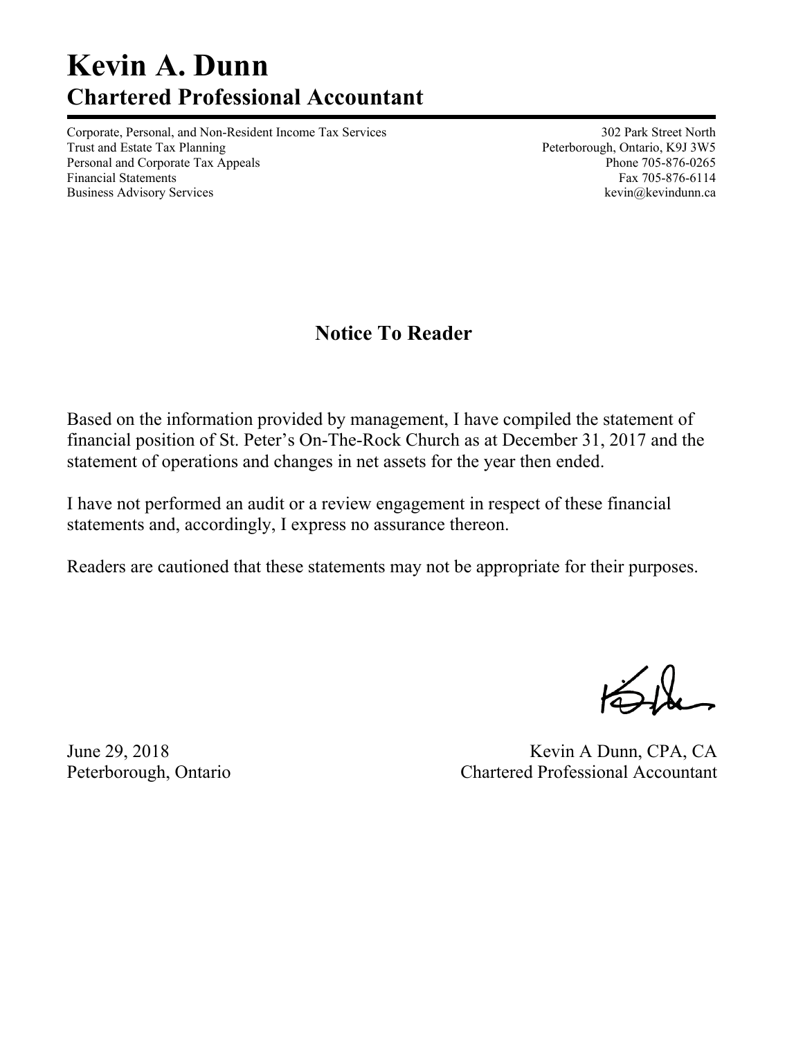# Kevin A. Dunn
## Chartered Professional Accountant

Corporate, Personal, and Non-Resident Income Tax Services
Trust and Estate Tax Planning
Personal and Corporate Tax Appeals
Financial Statements
Business Advisory Services

302 Park Street North
Peterborough, Ontario, K9J 3W5
Phone 705-876-0265
Fax 705-876-6114
kevin@kevindunn.ca

## Notice To Reader

Based on the information provided by management, I have compiled the statement of financial position of St. Peter's On-The-Rock Church as at December 31, 2017 and the statement of operations and changes in net assets for the year then ended.

I have not performed an audit or a review engagement in respect of these financial statements and, accordingly, I express no assurance thereon.

Readers are cautioned that these statements may not be appropriate for their purposes.

June 29, 2018
Peterborough, Ontario

Kevin A Dunn, CPA, CA
Chartered Professional Accountant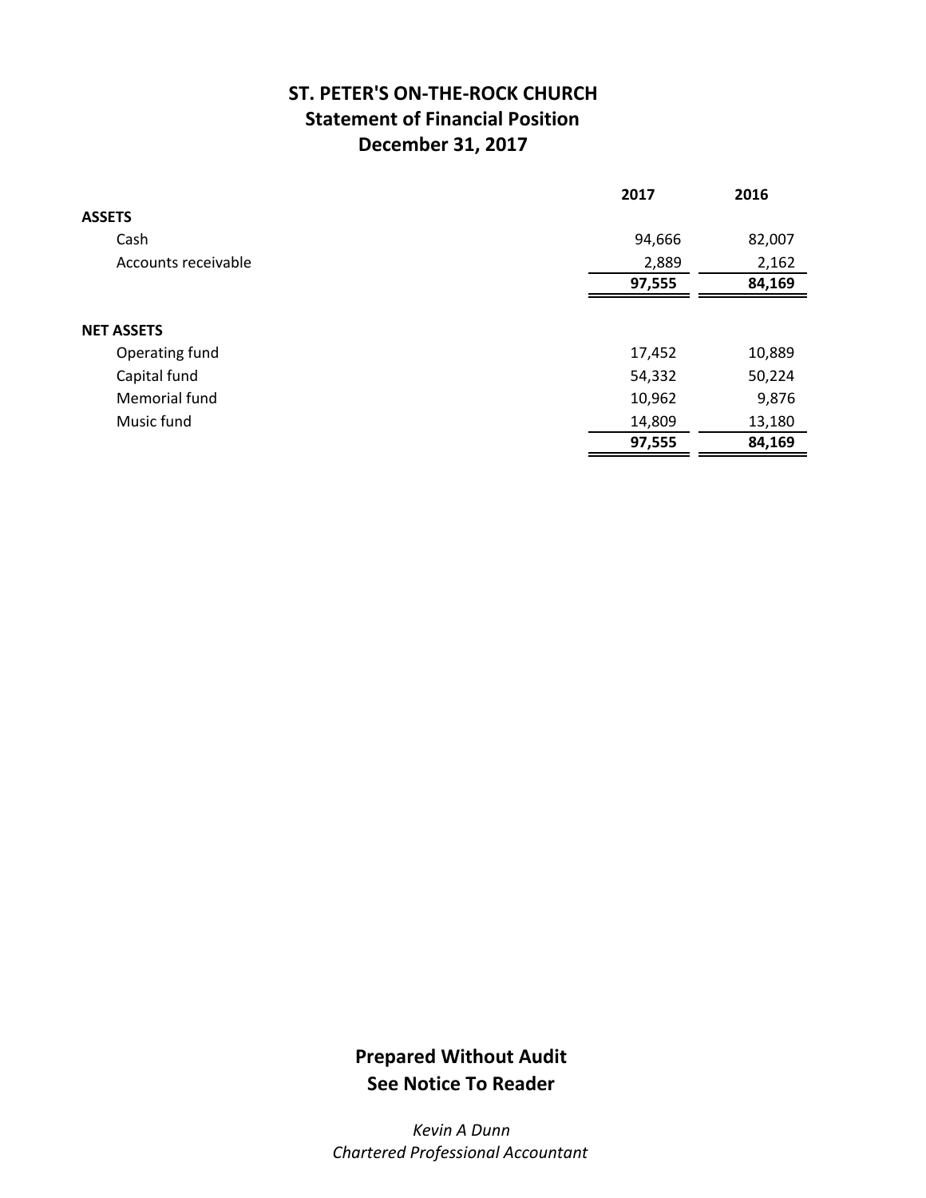# ST. PETER'S ON-THE-ROCK CHURCH
## Statement of Financial Position
## December 31, 2017

| | 2017 | 2016 |
|---|---|---|
| **ASSETS** | | |
| Cash | 94,666 | 82,007 |
| Accounts receivable | 2,889 | 2,162 |
| | **97,555** | **84,169** |
| | | |
| **NET ASSETS** | | |
| Operating fund | 17,452 | 10,889 |
| Capital fund | 54,332 | 50,224 |
| Memorial fund | 10,962 | 9,876 |
| Music fund | 14,809 | 13,180 |
| | **97,555** | **84,169** |

**Prepared Without Audit**
**See Notice To Reader**

*Kevin A Dunn*
*Chartered Professional Accountant*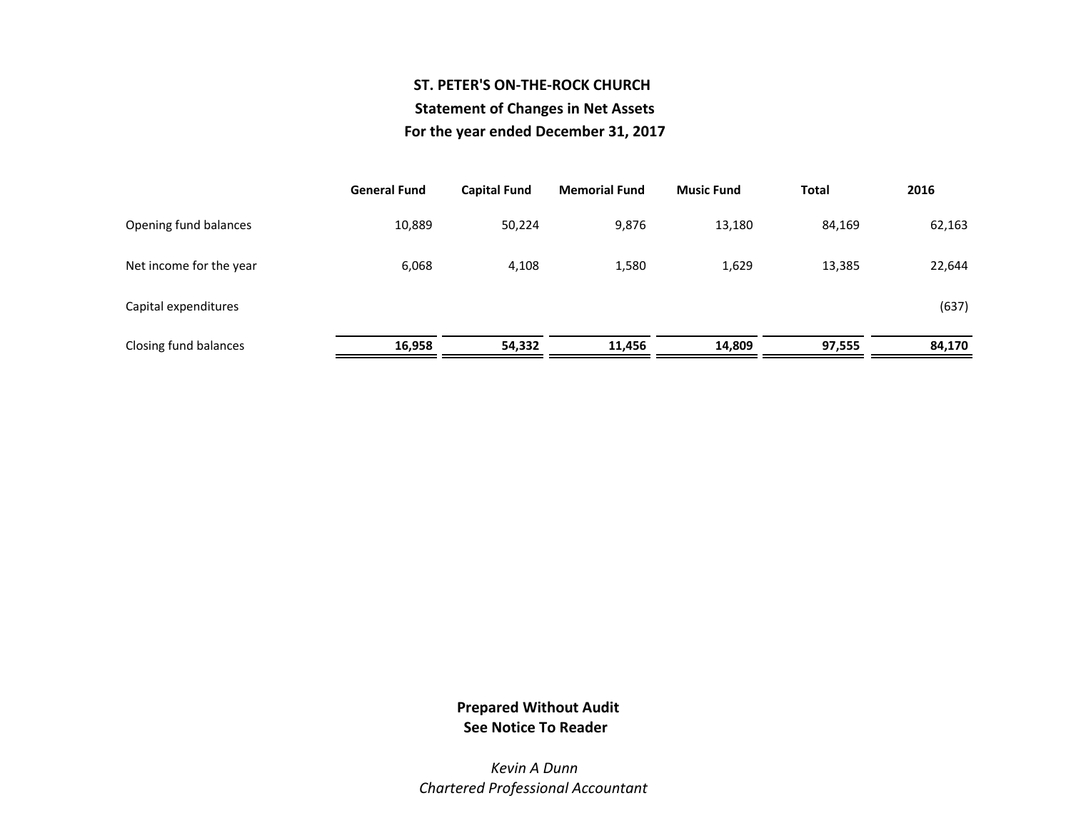# ST. PETER'S ON-THE-ROCK CHURCH

## Statement of Changes in Net Assets

### For the year ended December 31, 2017

| | General Fund | Capital Fund | Memorial Fund | Music Fund | Total | 2016 |
|---|---|---|---|---|---|---|
| Opening fund balances | 10,889 | 50,224 | 9,876 | 13,180 | 84,169 | 62,163 |
| Net income for the year | 6,068 | 4,108 | 1,580 | 1,629 | 13,385 | 22,644 |
| Capital expenditures | | | | | | (637) |
| Closing fund balances | **16,958** | **54,332** | **11,456** | **14,809** | **97,555** | **84,170** |

**Prepared Without Audit**
**See Notice To Reader**

*Kevin A Dunn*
*Chartered Professional Accountant*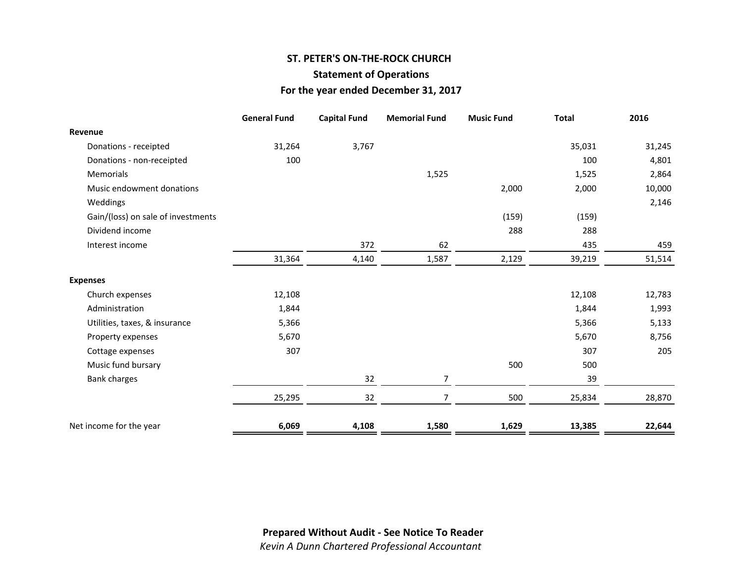# ST. PETER'S ON-THE-ROCK CHURCH

## Statement of Operations

### For the year ended December 31, 2017

| | General Fund | Capital Fund | Memorial Fund | Music Fund | Total | 2016 |
|---|---|---|---|---|---|---|
| **Revenue** | | | | | | |
| Donations - receipted | 31,264 | 3,767 | | | 35,031 | 31,245 |
| Donations - non-receipted | 100 | | | | 100 | 4,801 |
| Memorials | | | 1,525 | | 1,525 | 2,864 |
| Music endowment donations | | | | 2,000 | 2,000 | 10,000 |
| Weddings | | | | | | 2,146 |
| Gain/(loss) on sale of investments | | | | (159) | (159) | |
| Dividend income | | | | 288 | 288 | |
| Interest income | | 372 | 62 | | 435 | 459 |
| | 31,364 | 4,140 | 1,587 | 2,129 | 39,219 | 51,514 |
| **Expenses** | | | | | | |
| Church expenses | 12,108 | | | | 12,108 | 12,783 |
| Administration | 1,844 | | | | 1,844 | 1,993 |
| Utilities, taxes, & insurance | 5,366 | | | | 5,366 | 5,133 |
| Property expenses | 5,670 | | | | 5,670 | 8,756 |
| Cottage expenses | 307 | | | | 307 | 205 |
| Music fund bursary | | | | 500 | 500 | |
| Bank charges | | 32 | 7 | | 39 | |
| | 25,295 | 32 | 7 | 500 | 25,834 | 28,870 |
| Net income for the year | **6,069** | **4,108** | **1,580** | **1,629** | **13,385** | **22,644** |

**Prepared Without Audit - See Notice To Reader**

*Kevin A Dunn Chartered Professional Accountant*